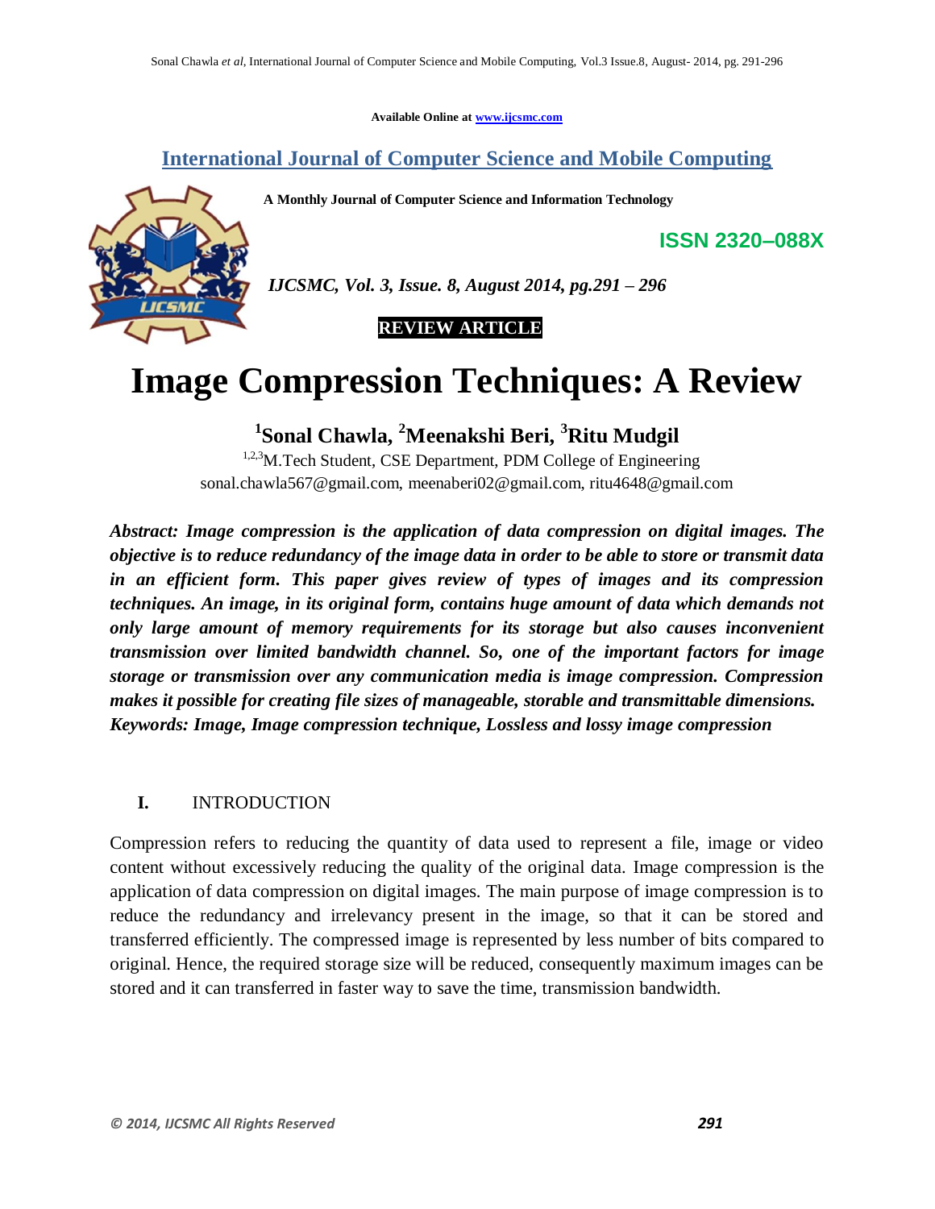Available Online at www.ijcsmc.com

**International Journal of Computer Science and Mobile Computing**

**A Monthly Journal of Computer Science and Information Technology**

**ISSN 2320–088X**

*IJCSMC, Vol. 3, Issue. 8, August 2014, pg.291 – 296*

**REVIEW ARTICLE**

# Image Compression Techniques: A Review

**[1]Sonal Chawla, [2]Meenakshi Beri, [3]Ritu Mudgil**

[1,2,3]M.Tech Student, CSE Department, PDM College of Engineering
sonal.chawla567@gmail.com, meenaberi02@gmail.com, ritu4648@gmail.com

***Abstract: Image compression is the application of data compression on digital images. The objective is to reduce redundancy of the image data in order to be able to store or transmit data in an efficient form. This paper gives review of types of images and its compression techniques. An image, in its original form, contains huge amount of data which demands not only large amount of memory requirements for its storage but also causes inconvenient transmission over limited bandwidth channel. So, one of the important factors for image storage or transmission over any communication media is image compression. Compression makes it possible for creating file sizes of manageable, storable and transmittable dimensions.***
***Keywords: Image, Image compression technique, Lossless and lossy image compression***

## I. INTRODUCTION

Compression refers to reducing the quantity of data used to represent a file, image or video content without excessively reducing the quality of the original data. Image compression is the application of data compression on digital images. The main purpose of image compression is to reduce the redundancy and irrelevancy present in the image, so that it can be stored and transferred efficiently. The compressed image is represented by less number of bits compared to original. Hence, the required storage size will be reduced, consequently maximum images can be stored and it can transferred in faster way to save the time, transmission bandwidth.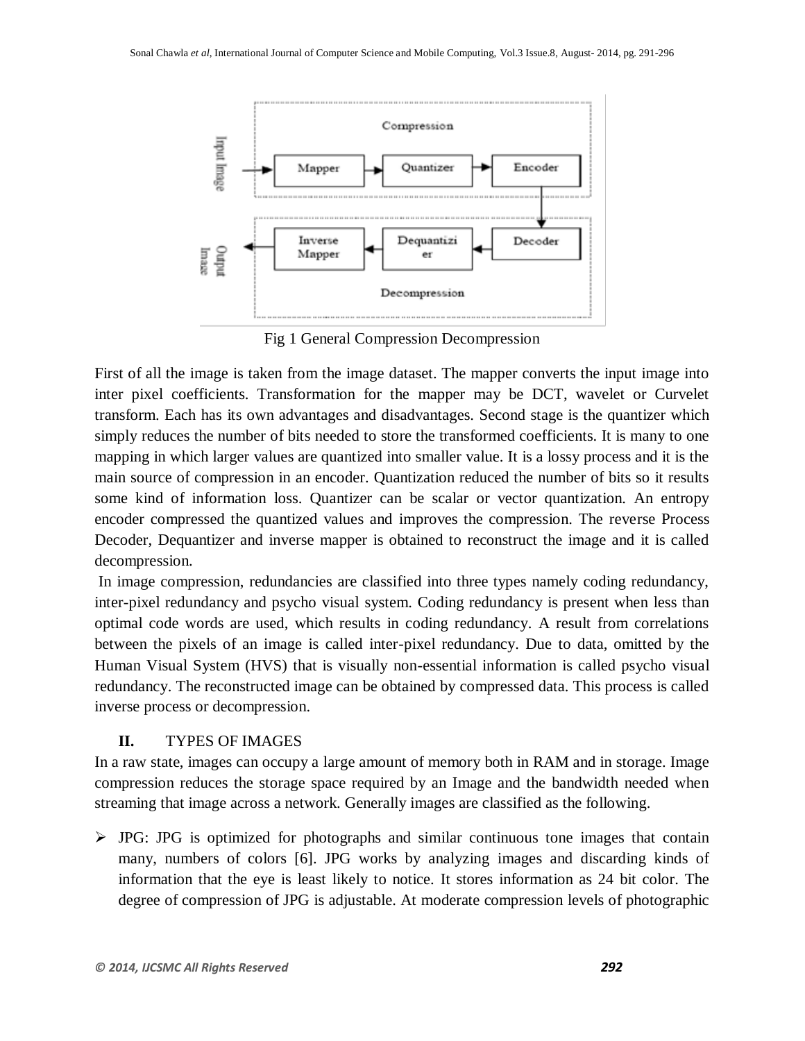Fig 1 General Compression Decompression

First of all the image is taken from the image dataset. The mapper converts the input image into inter pixel coefficients. Transformation for the mapper may be DCT, wavelet or Curvelet transform. Each has its own advantages and disadvantages. Second stage is the quantizer which simply reduces the number of bits needed to store the transformed coefficients. It is many to one mapping in which larger values are quantized into smaller value. It is a lossy process and it is the main source of compression in an encoder. Quantization reduced the number of bits so it results some kind of information loss. Quantizer can be scalar or vector quantization. An entropy encoder compressed the quantized values and improves the compression. The reverse Process Decoder, Dequantizer and inverse mapper is obtained to reconstruct the image and it is called decompression.

In image compression, redundancies are classified into three types namely coding redundancy, inter-pixel redundancy and psycho visual system. Coding redundancy is present when less than optimal code words are used, which results in coding redundancy. A result from correlations between the pixels of an image is called inter-pixel redundancy. Due to data, omitted by the Human Visual System (HVS) that is visually non-essential information is called psycho visual redundancy. The reconstructed image can be obtained by compressed data. This process is called inverse process or decompression.

## II. TYPES OF IMAGES

In a raw state, images can occupy a large amount of memory both in RAM and in storage. Image compression reduces the storage space required by an Image and the bandwidth needed when streaming that image across a network. Generally images are classified as the following.

- JPG: JPG is optimized for photographs and similar continuous tone images that contain many, numbers of colors [6]. JPG works by analyzing images and discarding kinds of information that the eye is least likely to notice. It stores information as 24 bit color. The degree of compression of JPG is adjustable. At moderate compression levels of photographic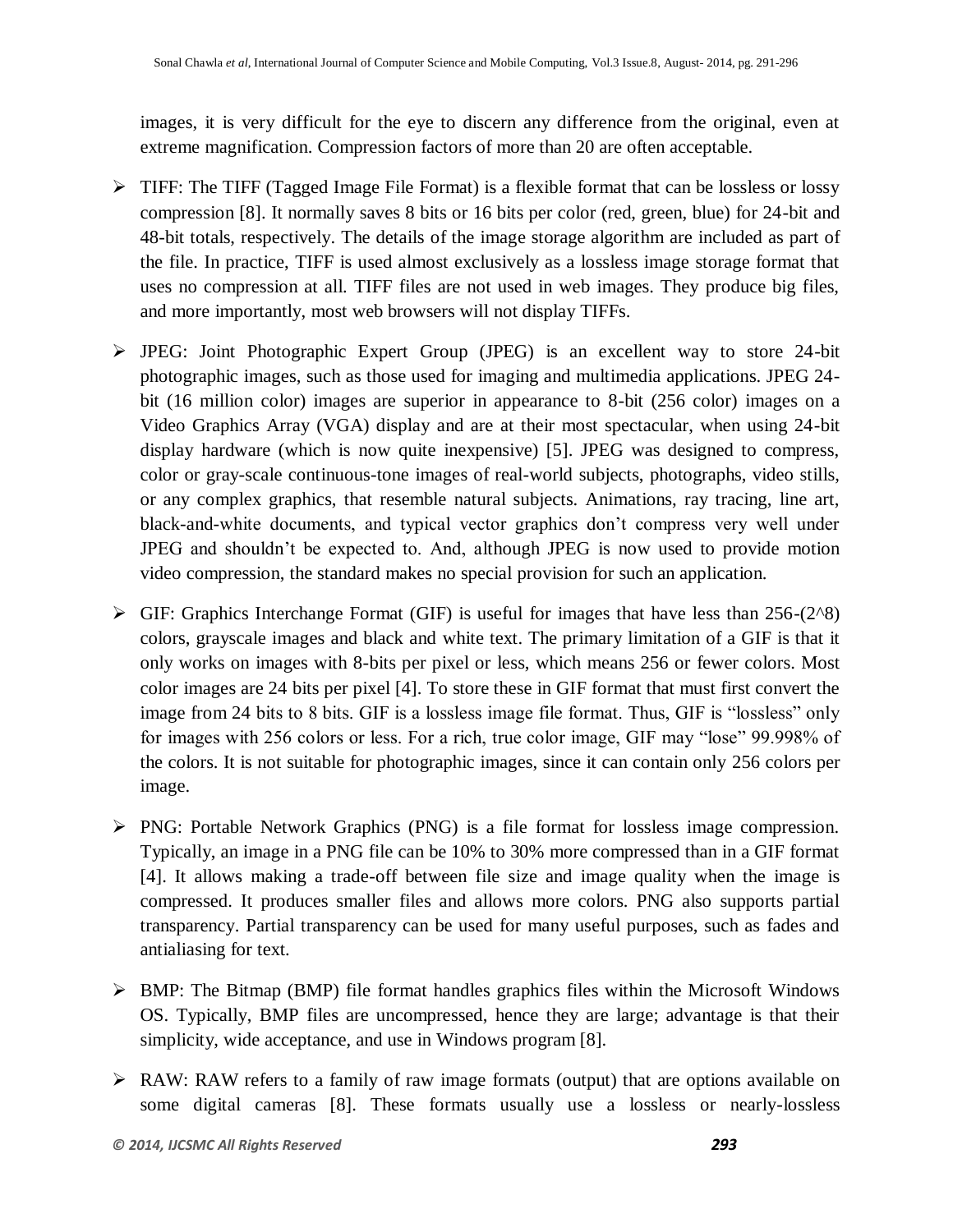images, it is very difficult for the eye to discern any difference from the original, even at extreme magnification. Compression factors of more than 20 are often acceptable.

- TIFF: The TIFF (Tagged Image File Format) is a flexible format that can be lossless or lossy compression [8]. It normally saves 8 bits or 16 bits per color (red, green, blue) for 24-bit and 48-bit totals, respectively. The details of the image storage algorithm are included as part of the file. In practice, TIFF is used almost exclusively as a lossless image storage format that uses no compression at all. TIFF files are not used in web images. They produce big files, and more importantly, most web browsers will not display TIFFs.

- JPEG: Joint Photographic Expert Group (JPEG) is an excellent way to store 24-bit photographic images, such as those used for imaging and multimedia applications. JPEG 24-bit (16 million color) images are superior in appearance to 8-bit (256 color) images on a Video Graphics Array (VGA) display and are at their most spectacular, when using 24-bit display hardware (which is now quite inexpensive) [5]. JPEG was designed to compress, color or gray-scale continuous-tone images of real-world subjects, photographs, video stills, or any complex graphics, that resemble natural subjects. Animations, ray tracing, line art, black-and-white documents, and typical vector graphics don't compress very well under JPEG and shouldn't be expected to. And, although JPEG is now used to provide motion video compression, the standard makes no special provision for such an application.

- GIF: Graphics Interchange Format (GIF) is useful for images that have less than 256-($2^8$) colors, grayscale images and black and white text. The primary limitation of a GIF is that it only works on images with 8-bits per pixel or less, which means 256 or fewer colors. Most color images are 24 bits per pixel [4]. To store these in GIF format that must first convert the image from 24 bits to 8 bits. GIF is a lossless image file format. Thus, GIF is "lossless" only for images with 256 colors or less. For a rich, true color image, GIF may "lose" 99.998% of the colors. It is not suitable for photographic images, since it can contain only 256 colors per image.

- PNG: Portable Network Graphics (PNG) is a file format for lossless image compression. Typically, an image in a PNG file can be 10% to 30% more compressed than in a GIF format [4]. It allows making a trade-off between file size and image quality when the image is compressed. It produces smaller files and allows more colors. PNG also supports partial transparency. Partial transparency can be used for many useful purposes, such as fades and antialiasing for text.

- BMP: The Bitmap (BMP) file format handles graphics files within the Microsoft Windows OS. Typically, BMP files are uncompressed, hence they are large; advantage is that their simplicity, wide acceptance, and use in Windows program [8].

- RAW: RAW refers to a family of raw image formats (output) that are options available on some digital cameras [8]. These formats usually use a lossless or nearly-lossless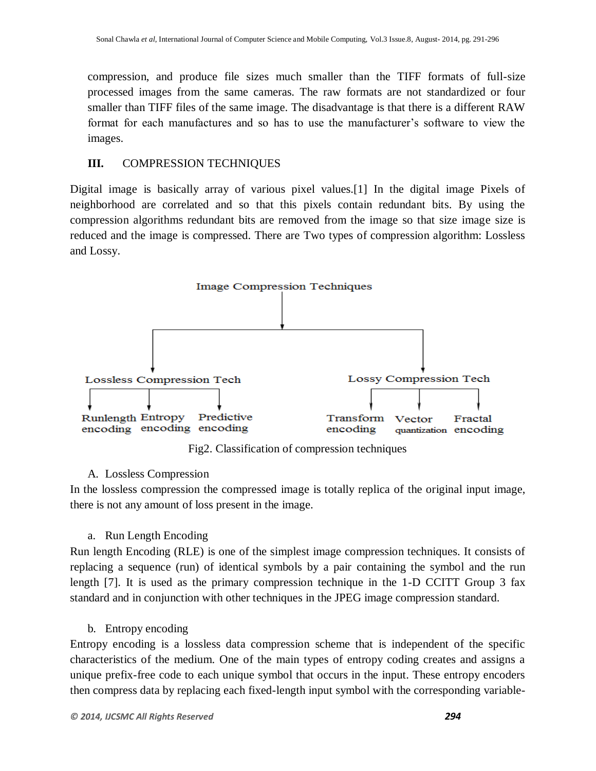compression, and produce file sizes much smaller than the TIFF formats of full-size processed images from the same cameras. The raw formats are not standardized or four smaller than TIFF files of the same image. The disadvantage is that there is a different RAW format for each manufactures and so has to use the manufacturer's software to view the images.

## III. COMPRESSION TECHNIQUES

Digital image is basically array of various pixel values.[1] In the digital image Pixels of neighborhood are correlated and so that this pixels contain redundant bits. By using the compression algorithms redundant bits are removed from the image so that size image size is reduced and the image is compressed. There are Two types of compression algorithm: Lossless and Lossy.

- Image Compression Techniques
  - Lossless Compression Tech
    - Runlength encoding
    - Entropy encoding
    - Predictive encoding
  - Lossy Compression Tech
    - Transform encoding
    - Vector quantization
    - Fractal encoding

Fig2. Classification of compression techniques

### A. Lossless Compression

In the lossless compression the compressed image is totally replica of the original input image, there is not any amount of loss present in the image.

#### a. Run Length Encoding

Run length Encoding (RLE) is one of the simplest image compression techniques. It consists of replacing a sequence (run) of identical symbols by a pair containing the symbol and the run length [7]. It is used as the primary compression technique in the 1-D CCITT Group 3 fax standard and in conjunction with other techniques in the JPEG image compression standard.

#### b. Entropy encoding

Entropy encoding is a lossless data compression scheme that is independent of the specific characteristics of the medium. One of the main types of entropy coding creates and assigns a unique prefix-free code to each unique symbol that occurs in the input. These entropy encoders then compress data by replacing each fixed-length input symbol with the corresponding variable-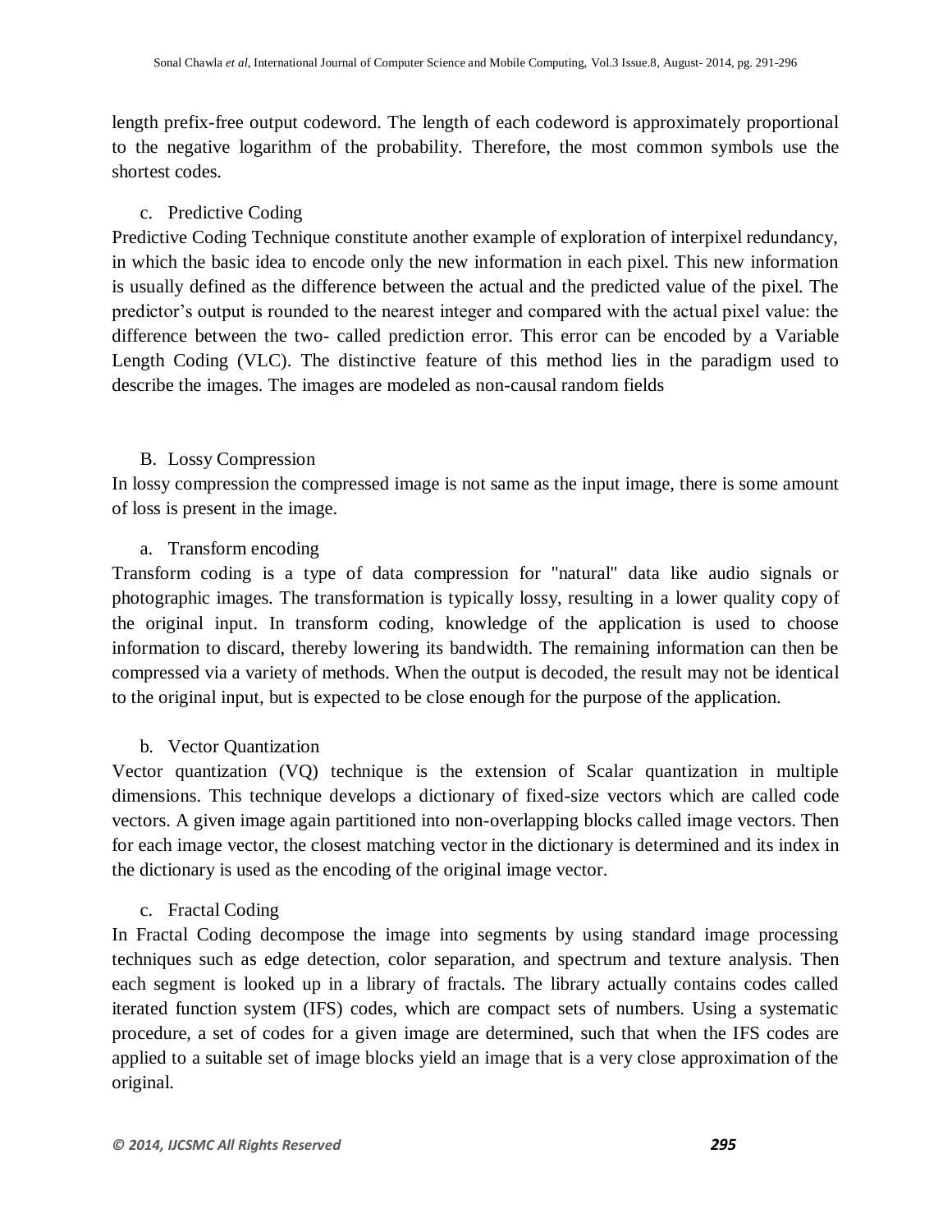length prefix-free output codeword. The length of each codeword is approximately proportional to the negative logarithm of the probability. Therefore, the most common symbols use the shortest codes.

c. Predictive Coding

Predictive Coding Technique constitute another example of exploration of interpixel redundancy, in which the basic idea to encode only the new information in each pixel. This new information is usually defined as the difference between the actual and the predicted value of the pixel. The predictor's output is rounded to the nearest integer and compared with the actual pixel value: the difference between the two- called prediction error. This error can be encoded by a Variable Length Coding (VLC). The distinctive feature of this method lies in the paradigm used to describe the images. The images are modeled as non-causal random fields

### B. Lossy Compression

In lossy compression the compressed image is not same as the input image, there is some amount of loss is present in the image.

a. Transform encoding

Transform coding is a type of data compression for "natural" data like audio signals or photographic images. The transformation is typically lossy, resulting in a lower quality copy of the original input. In transform coding, knowledge of the application is used to choose information to discard, thereby lowering its bandwidth. The remaining information can then be compressed via a variety of methods. When the output is decoded, the result may not be identical to the original input, but is expected to be close enough for the purpose of the application.

b. Vector Quantization

Vector quantization (VQ) technique is the extension of Scalar quantization in multiple dimensions. This technique develops a dictionary of fixed-size vectors which are called code vectors. A given image again partitioned into non-overlapping blocks called image vectors. Then for each image vector, the closest matching vector in the dictionary is determined and its index in the dictionary is used as the encoding of the original image vector.

c. Fractal Coding

In Fractal Coding decompose the image into segments by using standard image processing techniques such as edge detection, color separation, and spectrum and texture analysis. Then each segment is looked up in a library of fractals. The library actually contains codes called iterated function system (IFS) codes, which are compact sets of numbers. Using a systematic procedure, a set of codes for a given image are determined, such that when the IFS codes are applied to a suitable set of image blocks yield an image that is a very close approximation of the original.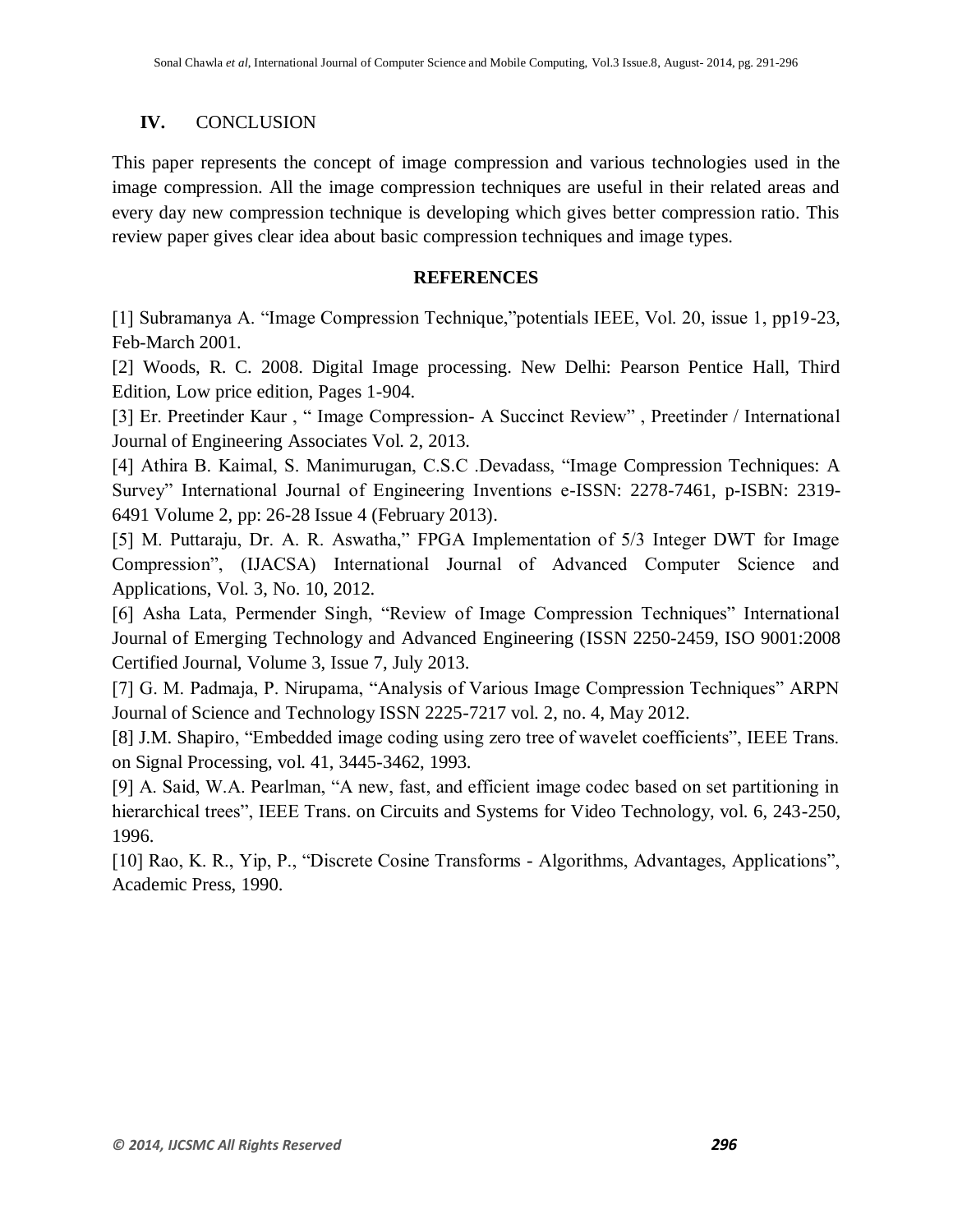## IV. CONCLUSION

This paper represents the concept of image compression and various technologies used in the image compression. All the image compression techniques are useful in their related areas and every day new compression technique is developing which gives better compression ratio. This review paper gives clear idea about basic compression techniques and image types.

## REFERENCES

[1] Subramanya A. "Image Compression Technique,"potentials IEEE, Vol. 20, issue 1, pp19-23, Feb-March 2001.

[2] Woods, R. C. 2008. Digital Image processing. New Delhi: Pearson Pentice Hall, Third Edition, Low price edition, Pages 1-904.

[3] Er. Preetinder Kaur , " Image Compression- A Succinct Review" , Preetinder / International Journal of Engineering Associates Vol. 2, 2013.

[4] Athira B. Kaimal, S. Manimurugan, C.S.C .Devadass, "Image Compression Techniques: A Survey" International Journal of Engineering Inventions e-ISSN: 2278-7461, p-ISBN: 2319-6491 Volume 2, pp: 26-28 Issue 4 (February 2013).

[5] M. Puttaraju, Dr. A. R. Aswatha," FPGA Implementation of 5/3 Integer DWT for Image Compression", (IJACSA) International Journal of Advanced Computer Science and Applications, Vol. 3, No. 10, 2012.

[6] Asha Lata, Permender Singh, "Review of Image Compression Techniques" International Journal of Emerging Technology and Advanced Engineering (ISSN 2250-2459, ISO 9001:2008 Certified Journal, Volume 3, Issue 7, July 2013.

[7] G. M. Padmaja, P. Nirupama, "Analysis of Various Image Compression Techniques" ARPN Journal of Science and Technology ISSN 2225-7217 vol. 2, no. 4, May 2012.

[8] J.M. Shapiro, "Embedded image coding using zero tree of wavelet coefficients", IEEE Trans. on Signal Processing, vol. 41, 3445-3462, 1993.

[9] A. Said, W.A. Pearlman, "A new, fast, and efficient image codec based on set partitioning in hierarchical trees", IEEE Trans. on Circuits and Systems for Video Technology, vol. 6, 243-250, 1996.

[10] Rao, K. R., Yip, P., "Discrete Cosine Transforms - Algorithms, Advantages, Applications", Academic Press, 1990.